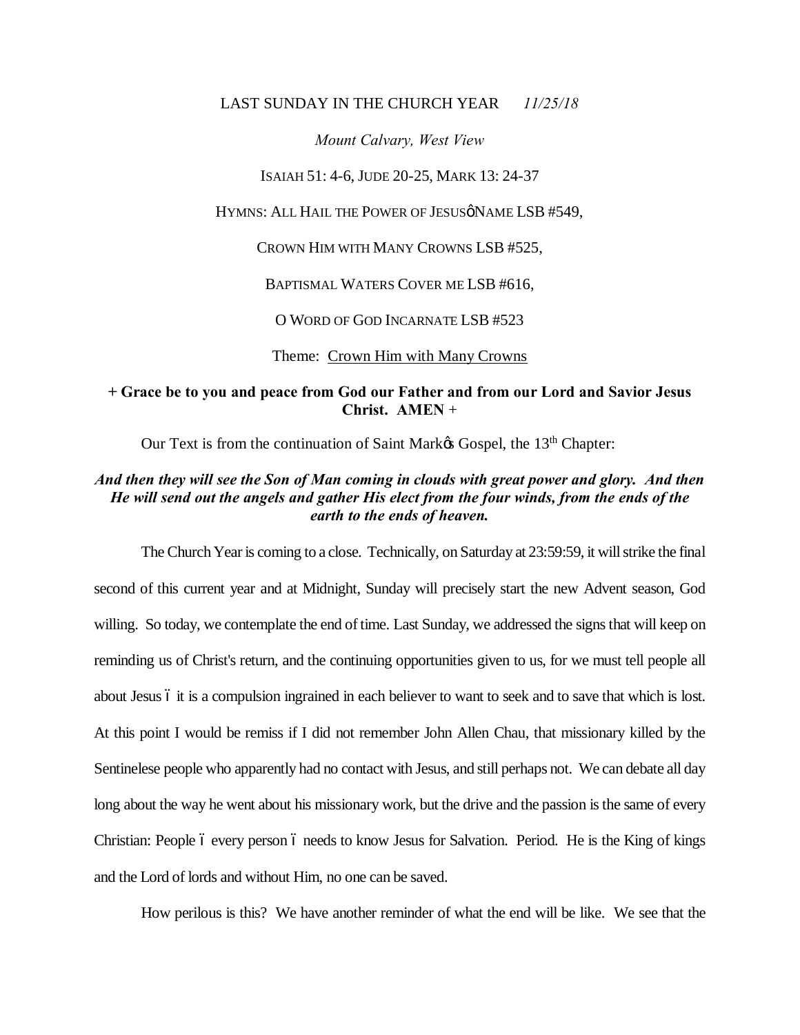LAST SUNDAY IN THE CHURCH YEAR *11/25/18*

*Mount Calvary, West View*

ISAIAH 51: 4-6, JUDE 20-25, MARK 13: 24-37

HYMNS: ALL HAIL THE POWER OF JESUSô NAME LSB #549,

CROWN HIM WITH MANY CROWNS LSB #525,

BAPTISMAL WATERS COVER ME LSB #616,

O WORD OF GOD INCARNATE LSB #523

Theme: Crown Him with Many Crowns

**+ Grace be to you and peace from God our Father and from our Lord and Savior Jesus Christ. AMEN +**

Our Text is from the continuation of Saint Markös Gospel, the 13th Chapter:

***And then they will see the Son of Man coming in clouds with great power and glory. And then He will send out the angels and gather His elect from the four winds, from the ends of the earth to the ends of heaven.***

The Church Year is coming to a close. Technically, on Saturday at 23:59:59, it will strike the final second of this current year and at Midnight, Sunday will precisely start the new Advent season, God willing. So today, we contemplate the end of time. Last Sunday, we addressed the signs that will keep on reminding us of Christ's return, and the continuing opportunities given to us, for we must tell people all about Jesus ó it is a compulsion ingrained in each believer to want to seek and to save that which is lost. At this point I would be remiss if I did not remember John Allen Chau, that missionary killed by the Sentinelese people who apparently had no contact with Jesus, and still perhaps not. We can debate all day long about the way he went about his missionary work, but the drive and the passion is the same of every Christian: People ó every person ó needs to know Jesus for Salvation. Period. He is the King of kings and the Lord of lords and without Him, no one can be saved.

How perilous is this? We have another reminder of what the end will be like. We see that the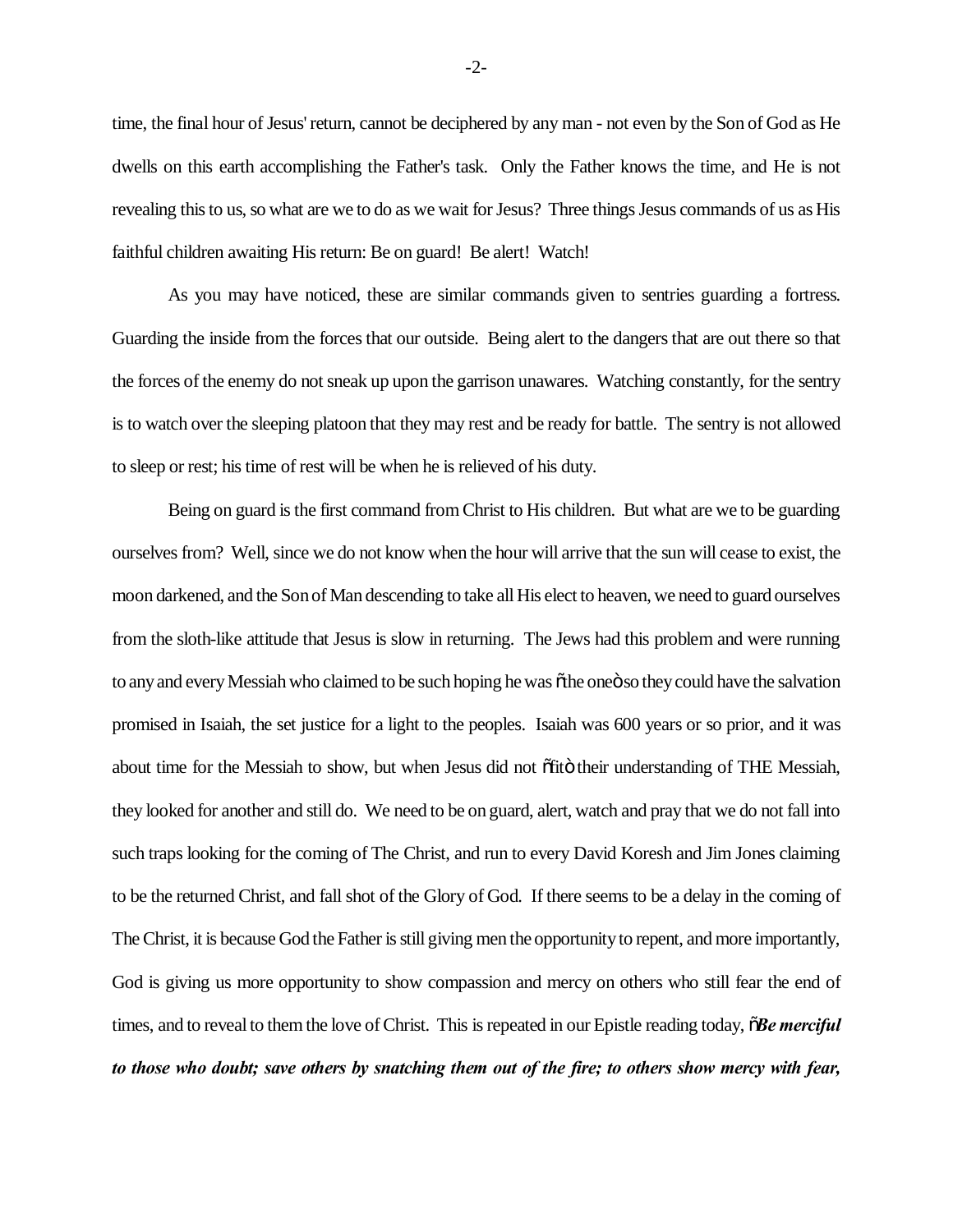time, the final hour of Jesus' return, cannot be deciphered by any man - not even by the Son of God as He dwells on this earth accomplishing the Father's task. Only the Father knows the time, and He is not revealing this to us, so what are we to do as we wait for Jesus? Three things Jesus commands of us as His faithful children awaiting His return: Be on guard! Be alert! Watch!

As you may have noticed, these are similar commands given to sentries guarding a fortress. Guarding the inside from the forces that our outside. Being alert to the dangers that are out there so that the forces of the enemy do not sneak up upon the garrison unawares. Watching constantly, for the sentry is to watch over the sleeping platoon that they may rest and be ready for battle. The sentry is not allowed to sleep or rest; his time of rest will be when he is relieved of his duty.

Being on guard is the first command from Christ to His children. But what are we to be guarding ourselves from? Well, since we do not know when the hour will arrive that the sun will cease to exist, the moon darkened, and the Son of Man descending to take all His elect to heaven, we need to guard ourselves from the sloth-like attitude that Jesus is slow in returning. The Jews had this problem and were running to any and every Messiah who claimed to be such hoping he was õthe oneö so they could have the salvation promised in Isaiah, the set justice for a light to the peoples. Isaiah was 600 years or so prior, and it was about time for the Messiah to show, but when Jesus did not õfitö their understanding of THE Messiah, they looked for another and still do. We need to be on guard, alert, watch and pray that we do not fall into such traps looking for the coming of The Christ, and run to every David Koresh and Jim Jones claiming to be the returned Christ, and fall shot of the Glory of God. If there seems to be a delay in the coming of The Christ, it is because God the Father is still giving men the opportunity to repent, and more importantly, God is giving us more opportunity to show compassion and mercy on others who still fear the end of times, and to reveal to them the love of Christ. This is repeated in our Epistle reading today, õ***Be merciful to those who doubt; save others by snatching them out of the fire; to others show mercy with fear,***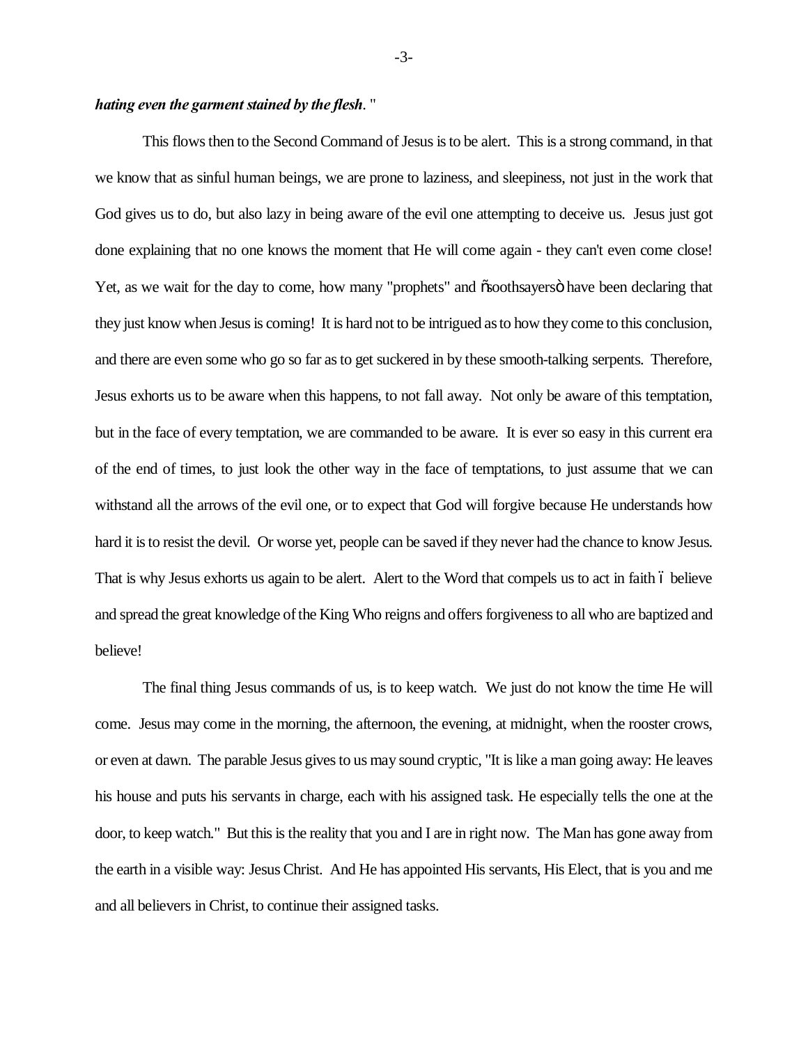***hating even the garment stained by the flesh*.** "

This flows then to the Second Command of Jesus is to be alert. This is a strong command, in that we know that as sinful human beings, we are prone to laziness, and sleepiness, not just in the work that God gives us to do, but also lazy in being aware of the evil one attempting to deceive us. Jesus just got done explaining that no one knows the moment that He will come again - they can't even come close! Yet, as we wait for the day to come, how many "prophets" and "soothsayers" have been declaring that they just know when Jesus is coming! It is hard not to be intrigued as to how they come to this conclusion, and there are even some who go so far as to get suckered in by these smooth-talking serpents. Therefore, Jesus exhorts us to be aware when this happens, to not fall away. Not only be aware of this temptation, but in the face of every temptation, we are commanded to be aware. It is ever so easy in this current era of the end of times, to just look the other way in the face of temptations, to just assume that we can withstand all the arrows of the evil one, or to expect that God will forgive because He understands how hard it is to resist the devil. Or worse yet, people can be saved if they never had the chance to know Jesus. That is why Jesus exhorts us again to be alert. Alert to the Word that compels us to act in faith – believe and spread the great knowledge of the King Who reigns and offers forgiveness to all who are baptized and believe!

The final thing Jesus commands of us, is to keep watch. We just do not know the time He will come. Jesus may come in the morning, the afternoon, the evening, at midnight, when the rooster crows, or even at dawn. The parable Jesus gives to us may sound cryptic, "It is like a man going away: He leaves his house and puts his servants in charge, each with his assigned task. He especially tells the one at the door, to keep watch." But this is the reality that you and I are in right now. The Man has gone away from the earth in a visible way: Jesus Christ. And He has appointed His servants, His Elect, that is you and me and all believers in Christ, to continue their assigned tasks.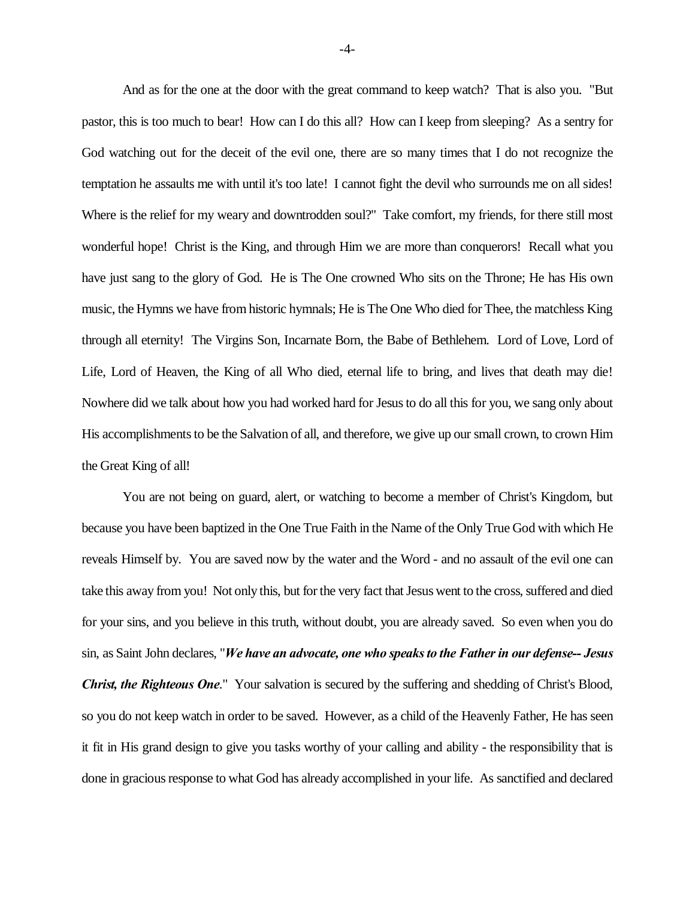And as for the one at the door with the great command to keep watch? That is also you. "But pastor, this is too much to bear! How can I do this all? How can I keep from sleeping? As a sentry for God watching out for the deceit of the evil one, there are so many times that I do not recognize the temptation he assaults me with until it's too late! I cannot fight the devil who surrounds me on all sides! Where is the relief for my weary and downtrodden soul?" Take comfort, my friends, for there still most wonderful hope! Christ is the King, and through Him we are more than conquerors! Recall what you have just sang to the glory of God. He is The One crowned Who sits on the Throne; He has His own music, the Hymns we have from historic hymnals; He is The One Who died for Thee, the matchless King through all eternity! The Virgins Son, Incarnate Born, the Babe of Bethlehem. Lord of Love, Lord of Life, Lord of Heaven, the King of all Who died, eternal life to bring, and lives that death may die! Nowhere did we talk about how you had worked hard for Jesus to do all this for you, we sang only about His accomplishments to be the Salvation of all, and therefore, we give up our small crown, to crown Him the Great King of all!

You are not being on guard, alert, or watching to become a member of Christ's Kingdom, but because you have been baptized in the One True Faith in the Name of the Only True God with which He reveals Himself by. You are saved now by the water and the Word - and no assault of the evil one can take this away from you! Not only this, but for the very fact that Jesus went to the cross, suffered and died for your sins, and you believe in this truth, without doubt, you are already saved. So even when you do sin, as Saint John declares, "***We have an advocate, one who speaks to the Father in our defense-- Jesus Christ, the Righteous One***." Your salvation is secured by the suffering and shedding of Christ's Blood, so you do not keep watch in order to be saved. However, as a child of the Heavenly Father, He has seen it fit in His grand design to give you tasks worthy of your calling and ability - the responsibility that is done in gracious response to what God has already accomplished in your life. As sanctified and declared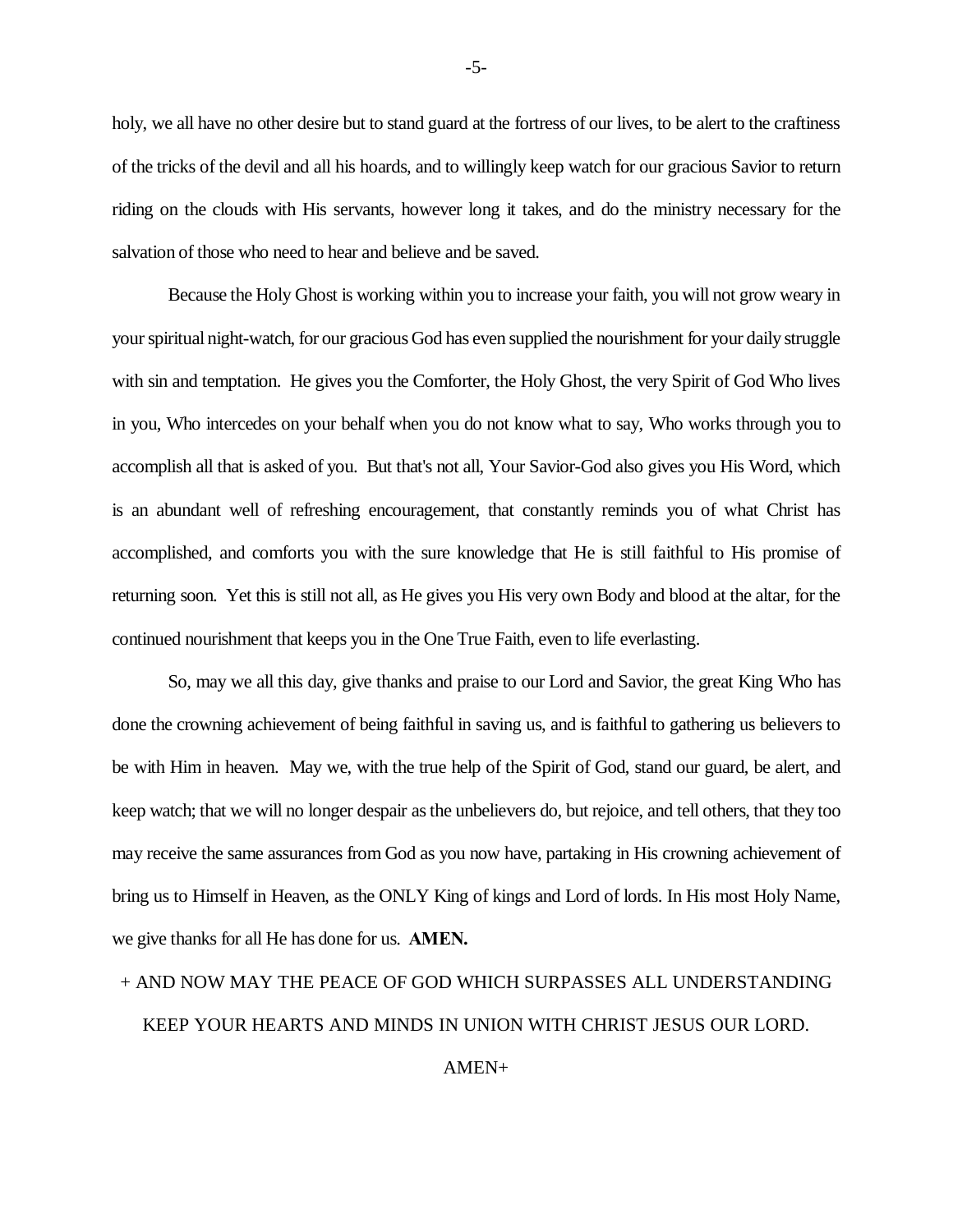holy, we all have no other desire but to stand guard at the fortress of our lives, to be alert to the craftiness of the tricks of the devil and all his hoards, and to willingly keep watch for our gracious Savior to return riding on the clouds with His servants, however long it takes, and do the ministry necessary for the salvation of those who need to hear and believe and be saved.

Because the Holy Ghost is working within you to increase your faith, you will not grow weary in your spiritual night-watch, for our gracious God has even supplied the nourishment for your daily struggle with sin and temptation. He gives you the Comforter, the Holy Ghost, the very Spirit of God Who lives in you, Who intercedes on your behalf when you do not know what to say, Who works through you to accomplish all that is asked of you. But that's not all, Your Savior-God also gives you His Word, which is an abundant well of refreshing encouragement, that constantly reminds you of what Christ has accomplished, and comforts you with the sure knowledge that He is still faithful to His promise of returning soon. Yet this is still not all, as He gives you His very own Body and blood at the altar, for the continued nourishment that keeps you in the One True Faith, even to life everlasting.

So, may we all this day, give thanks and praise to our Lord and Savior, the great King Who has done the crowning achievement of being faithful in saving us, and is faithful to gathering us believers to be with Him in heaven. May we, with the true help of the Spirit of God, stand our guard, be alert, and keep watch; that we will no longer despair as the unbelievers do, but rejoice, and tell others, that they too may receive the same assurances from God as you now have, partaking in His crowning achievement of bring us to Himself in Heaven, as the ONLY King of kings and Lord of lords. In His most Holy Name, we give thanks for all He has done for us. **AMEN.**

+ AND NOW MAY THE PEACE OF GOD WHICH SURPASSES ALL UNDERSTANDING KEEP YOUR HEARTS AND MINDS IN UNION WITH CHRIST JESUS OUR LORD.

AMEN+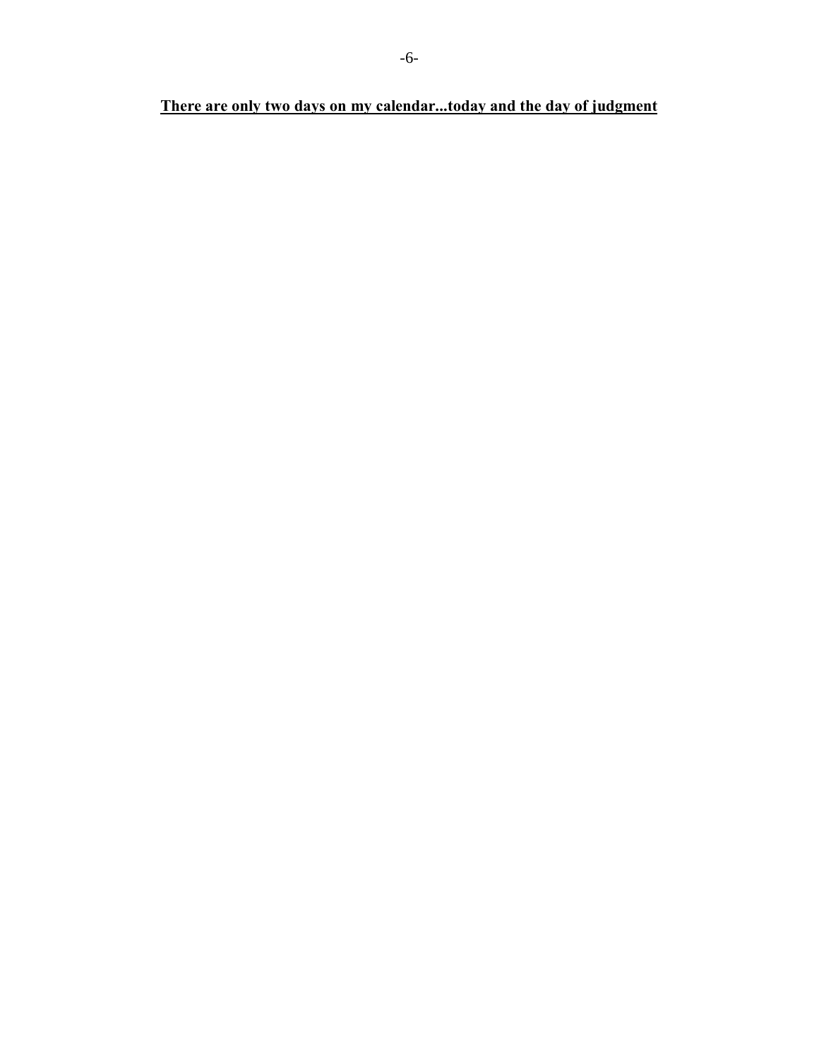**There are only two days on my calendar...today and the day of judgment**